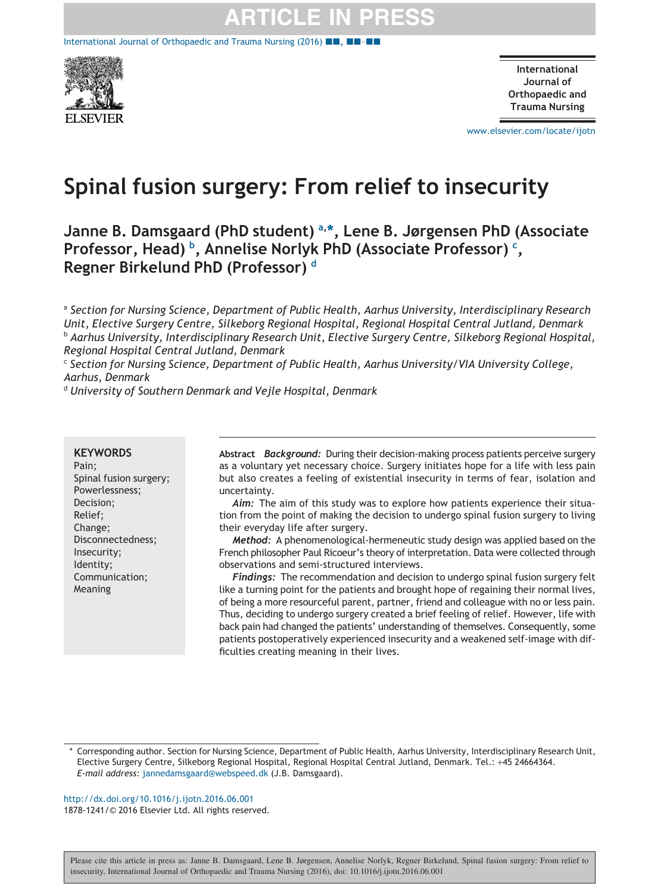# Spinal fusion surgery: From relief to insecurity

**Janne B. Damsgaard (PhD student) [a,*], Lene B. Jørgensen PhD (Associate Professor, Head) [b], Annelise Norlyk PhD (Associate Professor) [c], Regner Birkelund PhD (Professor) [d]**

[a] *Section for Nursing Science, Department of Public Health, Aarhus University, Interdisciplinary Research Unit, Elective Surgery Centre, Silkeborg Regional Hospital, Regional Hospital Central Jutland, Denmark*
[b] *Aarhus University, Interdisciplinary Research Unit, Elective Surgery Centre, Silkeborg Regional Hospital, Regional Hospital Central Jutland, Denmark*
[c] *Section for Nursing Science, Department of Public Health, Aarhus University/VIA University College, Aarhus, Denmark*
[d] *University of Southern Denmark and Vejle Hospital, Denmark*

**KEYWORDS**
Pain;
Spinal fusion surgery;
Powerlessness;
Decision;
Relief;
Change;
Disconnectedness;
Insecurity;
Identity;
Communication;
Meaning

**Abstract** ***Background:*** During their decision-making process patients perceive surgery as a voluntary yet necessary choice. Surgery initiates hope for a life with less pain but also creates a feeling of existential insecurity in terms of fear, isolation and uncertainty.

***Aim:*** The aim of this study was to explore how patients experience their situation from the point of making the decision to undergo spinal fusion surgery to living their everyday life after surgery.

***Method:*** A phenomenological-hermeneutic study design was applied based on the French philosopher Paul Ricoeur's theory of interpretation. Data were collected through observations and semi-structured interviews.

***Findings:*** The recommendation and decision to undergo spinal fusion surgery felt like a turning point for the patients and brought hope of regaining their normal lives, of being a more resourceful parent, partner, friend and colleague with no or less pain. Thus, deciding to undergo surgery created a brief feeling of relief. However, life with back pain had changed the patients' understanding of themselves. Consequently, some patients postoperatively experienced insecurity and a weakened self-image with difficulties creating meaning in their lives.

\* Corresponding author. Section for Nursing Science, Department of Public Health, Aarhus University, Interdisciplinary Research Unit, Elective Surgery Centre, Silkeborg Regional Hospital, Regional Hospital Central Jutland, Denmark. Tel.: +45 24664364.
*E-mail address:* jannedamsgaard@webspeed.dk (J.B. Damsgaard).

http://dx.doi.org/10.1016/j.ijotn.2016.06.001
1878-1241/© 2016 Elsevier Ltd. All rights reserved.

Please cite this article in press as: Janne B. Damsgaard, Lene B. Jørgensen, Annelise Norlyk, Regner Birkelund, Spinal fusion surgery: From relief to insecurity, International Journal of Orthopaedic and Trauma Nursing (2016), doi: 10.1016/j.ijotn.2016.06.001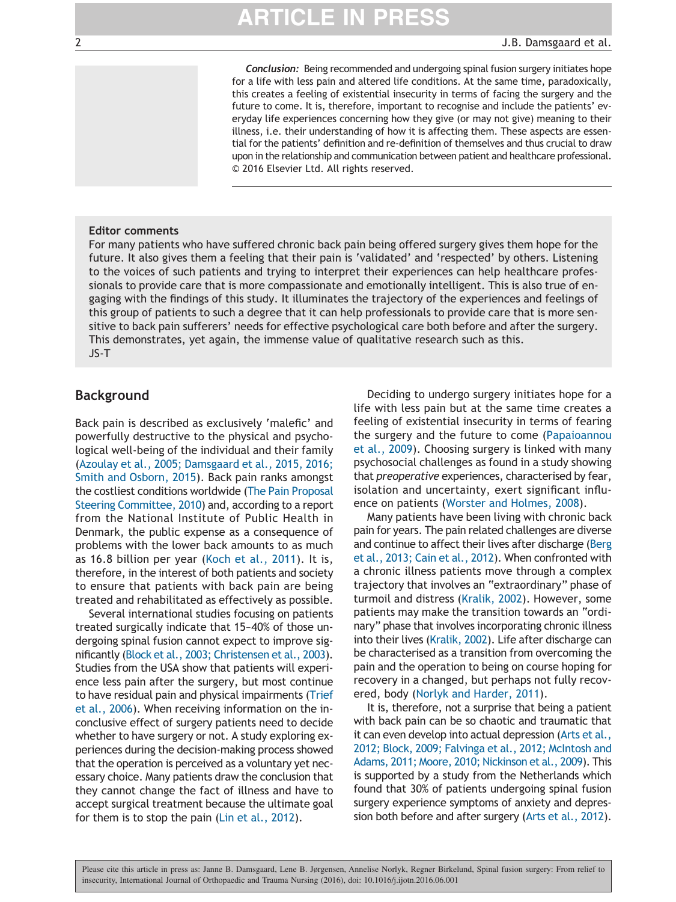*Conclusion:* Being recommended and undergoing spinal fusion surgery initiates hope for a life with less pain and altered life conditions. At the same time, paradoxically, this creates a feeling of existential insecurity in terms of facing the surgery and the future to come. It is, therefore, important to recognise and include the patients' everyday life experiences concerning how they give (or may not give) meaning to their illness, i.e. their understanding of how it is affecting them. These aspects are essential for the patients' definition and re-definition of themselves and thus crucial to draw upon in the relationship and communication between patient and healthcare professional.
© 2016 Elsevier Ltd. All rights reserved.

**Editor comments**

For many patients who have suffered chronic back pain being offered surgery gives them hope for the future. It also gives them a feeling that their pain is 'validated' and 'respected' by others. Listening to the voices of such patients and trying to interpret their experiences can help healthcare professionals to provide care that is more compassionate and emotionally intelligent. This is also true of engaging with the findings of this study. It illuminates the trajectory of the experiences and feelings of this group of patients to such a degree that it can help professionals to provide care that is more sensitive to back pain sufferers' needs for effective psychological care both before and after the surgery. This demonstrates, yet again, the immense value of qualitative research such as this.
JS-T

## Background

Back pain is described as exclusively 'malefic' and powerfully destructive to the physical and psychological well-being of the individual and their family (Azoulay et al., 2005; Damsgaard et al., 2015, 2016; Smith and Osborn, 2015). Back pain ranks amongst the costliest conditions worldwide (The Pain Proposal Steering Committee, 2010) and, according to a report from the National Institute of Public Health in Denmark, the public expense as a consequence of problems with the lower back amounts to as much as 16.8 billion per year (Koch et al., 2011). It is, therefore, in the interest of both patients and society to ensure that patients with back pain are being treated and rehabilitated as effectively as possible.

Several international studies focusing on patients treated surgically indicate that 15–40% of those undergoing spinal fusion cannot expect to improve significantly (Block et al., 2003; Christensen et al., 2003). Studies from the USA show that patients will experience less pain after the surgery, but most continue to have residual pain and physical impairments (Trief et al., 2006). When receiving information on the inconclusive effect of surgery patients need to decide whether to have surgery or not. A study exploring experiences during the decision-making process showed that the operation is perceived as a voluntary yet necessary choice. Many patients draw the conclusion that they cannot change the fact of illness and have to accept surgical treatment because the ultimate goal for them is to stop the pain (Lin et al., 2012).

Deciding to undergo surgery initiates hope for a life with less pain but at the same time creates a feeling of existential insecurity in terms of fearing the surgery and the future to come (Papaioannou et al., 2009). Choosing surgery is linked with many psychosocial challenges as found in a study showing that *preoperative* experiences, characterised by fear, isolation and uncertainty, exert significant influence on patients (Worster and Holmes, 2008).

Many patients have been living with chronic back pain for years. The pain related challenges are diverse and continue to affect their lives after discharge (Berg et al., 2013; Cain et al., 2012). When confronted with a chronic illness patients move through a complex trajectory that involves an "extraordinary" phase of turmoil and distress (Kralik, 2002). However, some patients may make the transition towards an "ordinary" phase that involves incorporating chronic illness into their lives (Kralik, 2002). Life after discharge can be characterised as a transition from overcoming the pain and the operation to being on course hoping for recovery in a changed, but perhaps not fully recovered, body (Norlyk and Harder, 2011).

It is, therefore, not a surprise that being a patient with back pain can be so chaotic and traumatic that it can even develop into actual depression (Arts et al., 2012; Block, 2009; Falvinga et al., 2012; McIntosh and Adams, 2011; Moore, 2010; Nickinson et al., 2009). This is supported by a study from the Netherlands which found that 30% of patients undergoing spinal fusion surgery experience symptoms of anxiety and depression both before and after surgery (Arts et al., 2012).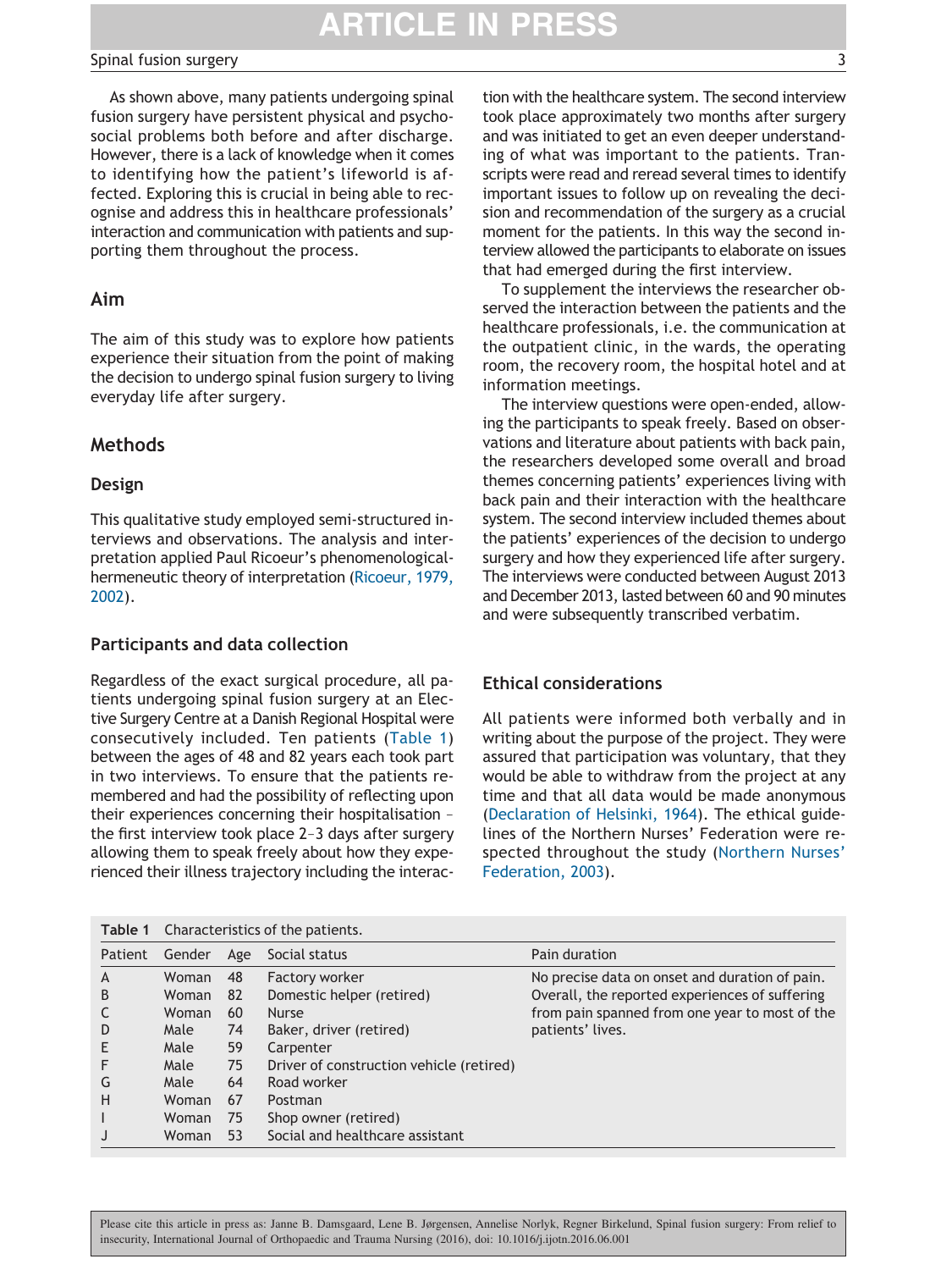As shown above, many patients undergoing spinal fusion surgery have persistent physical and psychosocial problems both before and after discharge. However, there is a lack of knowledge when it comes to identifying how the patient's lifeworld is affected. Exploring this is crucial in being able to recognise and address this in healthcare professionals' interaction and communication with patients and supporting them throughout the process.

## Aim

The aim of this study was to explore how patients experience their situation from the point of making the decision to undergo spinal fusion surgery to living everyday life after surgery.

## Methods

### Design

This qualitative study employed semi-structured interviews and observations. The analysis and interpretation applied Paul Ricoeur's phenomenological-hermeneutic theory of interpretation (Ricoeur, 1979, 2002).

### Participants and data collection

Regardless of the exact surgical procedure, all patients undergoing spinal fusion surgery at an Elective Surgery Centre at a Danish Regional Hospital were consecutively included. Ten patients (Table 1) between the ages of 48 and 82 years each took part in two interviews. To ensure that the patients remembered and had the possibility of reflecting upon their experiences concerning their hospitalisation – the first interview took place 2–3 days after surgery allowing them to speak freely about how they experienced their illness trajectory including the interaction with the healthcare system. The second interview took place approximately two months after surgery and was initiated to get an even deeper understanding of what was important to the patients. Transcripts were read and reread several times to identify important issues to follow up on revealing the decision and recommendation of the surgery as a crucial moment for the patients. In this way the second interview allowed the participants to elaborate on issues that had emerged during the first interview.

To supplement the interviews the researcher observed the interaction between the patients and the healthcare professionals, i.e. the communication at the outpatient clinic, in the wards, the operating room, the recovery room, the hospital hotel and at information meetings.

The interview questions were open-ended, allowing the participants to speak freely. Based on observations and literature about patients with back pain, the researchers developed some overall and broad themes concerning patients' experiences living with back pain and their interaction with the healthcare system. The second interview included themes about the patients' experiences of the decision to undergo surgery and how they experienced life after surgery. The interviews were conducted between August 2013 and December 2013, lasted between 60 and 90 minutes and were subsequently transcribed verbatim.

### Ethical considerations

All patients were informed both verbally and in writing about the purpose of the project. They were assured that participation was voluntary, that they would be able to withdraw from the project at any time and that all data would be made anonymous (Declaration of Helsinki, 1964). The ethical guidelines of the Northern Nurses' Federation were respected throughout the study (Northern Nurses' Federation, 2003).

**Table 1** Characteristics of the patients.

| Patient | Gender | Age | Social status | Pain duration |
|---|---|---|---|---|
| A | Woman | 48 | Factory worker | No precise data on onset and duration of pain. Overall, the reported experiences of suffering from pain spanned from one year to most of the patients' lives. |
| B | Woman | 82 | Domestic helper (retired) | |
| C | Woman | 60 | Nurse | |
| D | Male | 74 | Baker, driver (retired) | |
| E | Male | 59 | Carpenter | |
| F | Male | 75 | Driver of construction vehicle (retired) | |
| G | Male | 64 | Road worker | |
| H | Woman | 67 | Postman | |
| I | Woman | 75 | Shop owner (retired) | |
| J | Woman | 53 | Social and healthcare assistant | |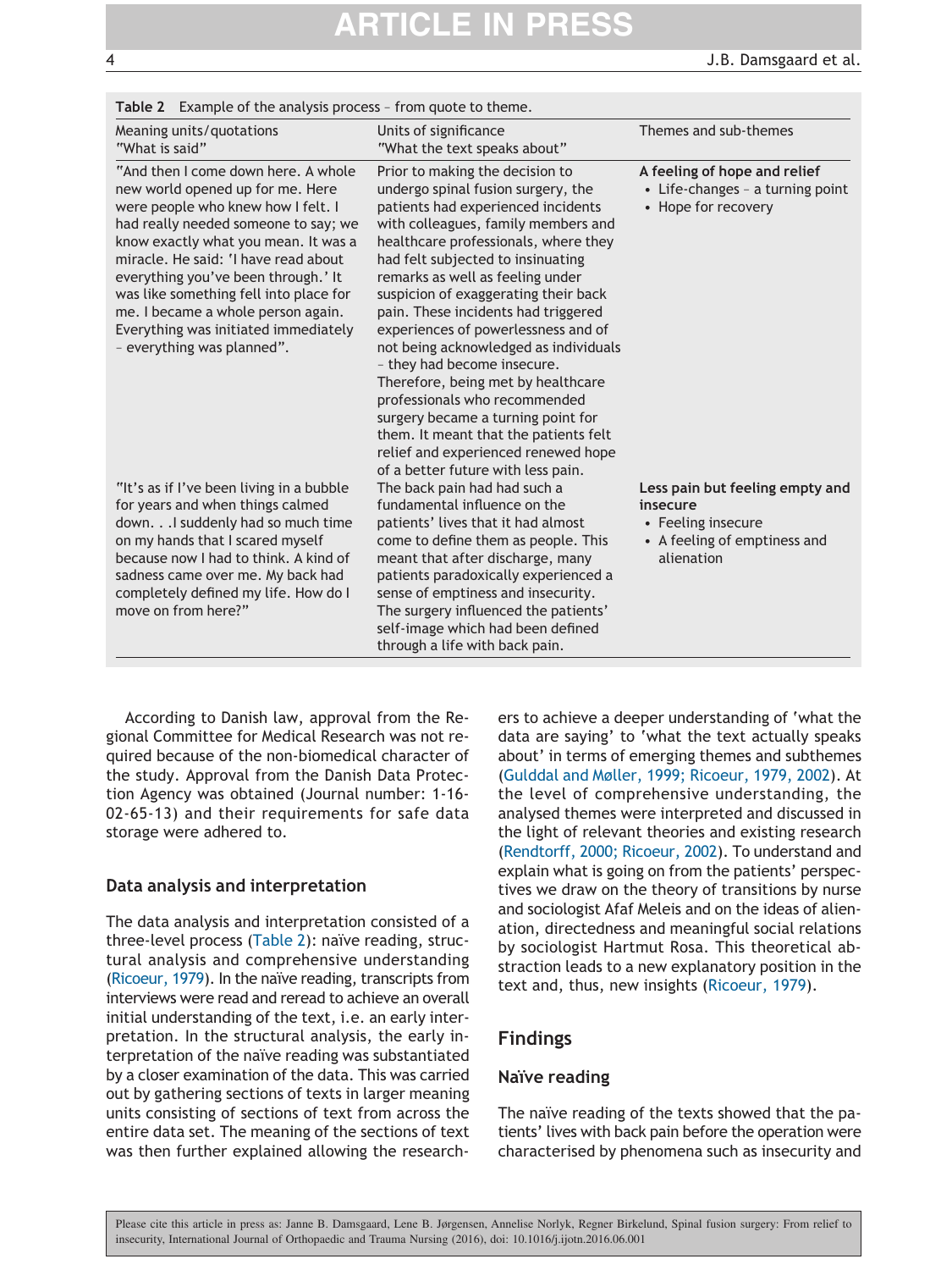**Table 2** Example of the analysis process – from quote to theme.

| Meaning units/quotations "What is said" | Units of significance "What the text speaks about" | Themes and sub-themes |
|---|---|---|
| "And then I come down here. A whole new world opened up for me. Here were people who knew how I felt. I had really needed someone to say; we know exactly what you mean. It was a miracle. He said: 'I have read about everything you've been through.' It was like something fell into place for me. I became a whole person again. Everything was initiated immediately – everything was planned". | Prior to making the decision to undergo spinal fusion surgery, the patients had experienced incidents with colleagues, family members and healthcare professionals, where they had felt subjected to insinuating remarks as well as feeling under suspicion of exaggerating their back pain. These incidents had triggered experiences of powerlessness and of not being acknowledged as individuals – they had become insecure. Therefore, being met by healthcare professionals who recommended surgery became a turning point for them. It meant that the patients felt relief and experienced renewed hope of a better future with less pain. | **A feeling of hope and relief** • Life-changes – a turning point • Hope for recovery |
| "It's as if I've been living in a bubble for years and when things calmed down. . .I suddenly had so much time on my hands that I scared myself because now I had to think. A kind of sadness came over me. My back had completely defined my life. How do I move on from here?" | The back pain had had such a fundamental influence on the patients' lives that it had almost come to define them as people. This meant that after discharge, many patients paradoxically experienced a sense of emptiness and insecurity. The surgery influenced the patients' self-image which had been defined through a life with back pain. | **Less pain but feeling empty and insecure** • Feeling insecure • A feeling of emptiness and alienation |

According to Danish law, approval from the Regional Committee for Medical Research was not required because of the non-biomedical character of the study. Approval from the Danish Data Protection Agency was obtained (Journal number: 1-16-02-65-13) and their requirements for safe data storage were adhered to.

## Data analysis and interpretation

The data analysis and interpretation consisted of a three-level process (Table 2): naïve reading, structural analysis and comprehensive understanding (Ricoeur, 1979). In the naïve reading, transcripts from interviews were read and reread to achieve an overall initial understanding of the text, i.e. an early interpretation. In the structural analysis, the early interpretation of the naïve reading was substantiated by a closer examination of the data. This was carried out by gathering sections of texts in larger meaning units consisting of sections of text from across the entire data set. The meaning of the sections of text was then further explained allowing the researchers to achieve a deeper understanding of 'what the data are saying' to 'what the text actually speaks about' in terms of emerging themes and subthemes (Gulddal and Møller, 1999; Ricoeur, 1979, 2002). At the level of comprehensive understanding, the analysed themes were interpreted and discussed in the light of relevant theories and existing research (Rendtorff, 2000; Ricoeur, 2002). To understand and explain what is going on from the patients' perspectives we draw on the theory of transitions by nurse and sociologist Afaf Meleis and on the ideas of alienation, directedness and meaningful social relations by sociologist Hartmut Rosa. This theoretical abstraction leads to a new explanatory position in the text and, thus, new insights (Ricoeur, 1979).

# Findings

## Naïve reading

The naïve reading of the texts showed that the patients' lives with back pain before the operation were characterised by phenomena such as insecurity and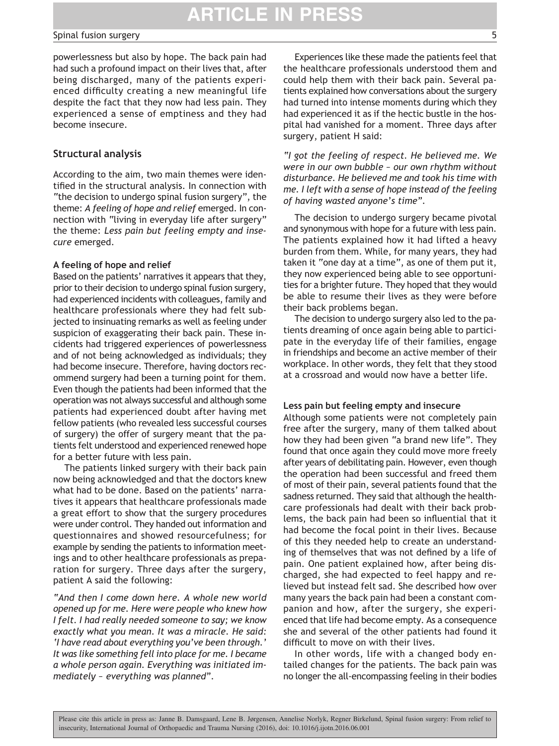powerlessness but also by hope. The back pain had had such a profound impact on their lives that, after being discharged, many of the patients experienced difficulty creating a new meaningful life despite the fact that they now had less pain. They experienced a sense of emptiness and they had become insecure.

## Structural analysis

According to the aim, two main themes were identified in the structural analysis. In connection with "the decision to undergo spinal fusion surgery", the theme: *A feeling of hope and relief* emerged. In connection with "living in everyday life after surgery" the theme: *Less pain but feeling empty and insecure* emerged.

### A feeling of hope and relief

Based on the patients' narratives it appears that they, prior to their decision to undergo spinal fusion surgery, had experienced incidents with colleagues, family and healthcare professionals where they had felt subjected to insinuating remarks as well as feeling under suspicion of exaggerating their back pain. These incidents had triggered experiences of powerlessness and of not being acknowledged as individuals; they had become insecure. Therefore, having doctors recommend surgery had been a turning point for them. Even though the patients had been informed that the operation was not always successful and although some patients had experienced doubt after having met fellow patients (who revealed less successful courses of surgery) the offer of surgery meant that the patients felt understood and experienced renewed hope for a better future with less pain.

The patients linked surgery with their back pain now being acknowledged and that the doctors knew what had to be done. Based on the patients' narratives it appears that healthcare professionals made a great effort to show that the surgery procedures were under control. They handed out information and questionnaires and showed resourcefulness; for example by sending the patients to information meetings and to other healthcare professionals as preparation for surgery. Three days after the surgery, patient A said the following:

*"And then I come down here. A whole new world opened up for me. Here were people who knew how I felt. I had really needed someone to say; we know exactly what you mean. It was a miracle. He said: 'I have read about everything you've been through.' It was like something fell into place for me. I became a whole person again. Everything was initiated immediately – everything was planned"*.

Experiences like these made the patients feel that the healthcare professionals understood them and could help them with their back pain. Several patients explained how conversations about the surgery had turned into intense moments during which they had experienced it as if the hectic bustle in the hospital had vanished for a moment. Three days after surgery, patient H said:

*"I got the feeling of respect. He believed me. We were in our own bubble – our own rhythm without disturbance. He believed me and took his time with me. I left with a sense of hope instead of the feeling of having wasted anyone's time"*.

The decision to undergo surgery became pivotal and synonymous with hope for a future with less pain. The patients explained how it had lifted a heavy burden from them. While, for many years, they had taken it "one day at a time", as one of them put it, they now experienced being able to see opportunities for a brighter future. They hoped that they would be able to resume their lives as they were before their back problems began.

The decision to undergo surgery also led to the patients dreaming of once again being able to participate in the everyday life of their families, engage in friendships and become an active member of their workplace. In other words, they felt that they stood at a crossroad and would now have a better life.

### Less pain but feeling empty and insecure

Although some patients were not completely pain free after the surgery, many of them talked about how they had been given "a brand new life". They found that once again they could move more freely after years of debilitating pain. However, even though the operation had been successful and freed them of most of their pain, several patients found that the sadness returned. They said that although the healthcare professionals had dealt with their back problems, the back pain had been so influential that it had become the focal point in their lives. Because of this they needed help to create an understanding of themselves that was not defined by a life of pain. One patient explained how, after being discharged, she had expected to feel happy and relieved but instead felt sad. She described how over many years the back pain had been a constant companion and how, after the surgery, she experienced that life had become empty. As a consequence she and several of the other patients had found it difficult to move on with their lives.

In other words, life with a changed body entailed changes for the patients. The back pain was no longer the all-encompassing feeling in their bodies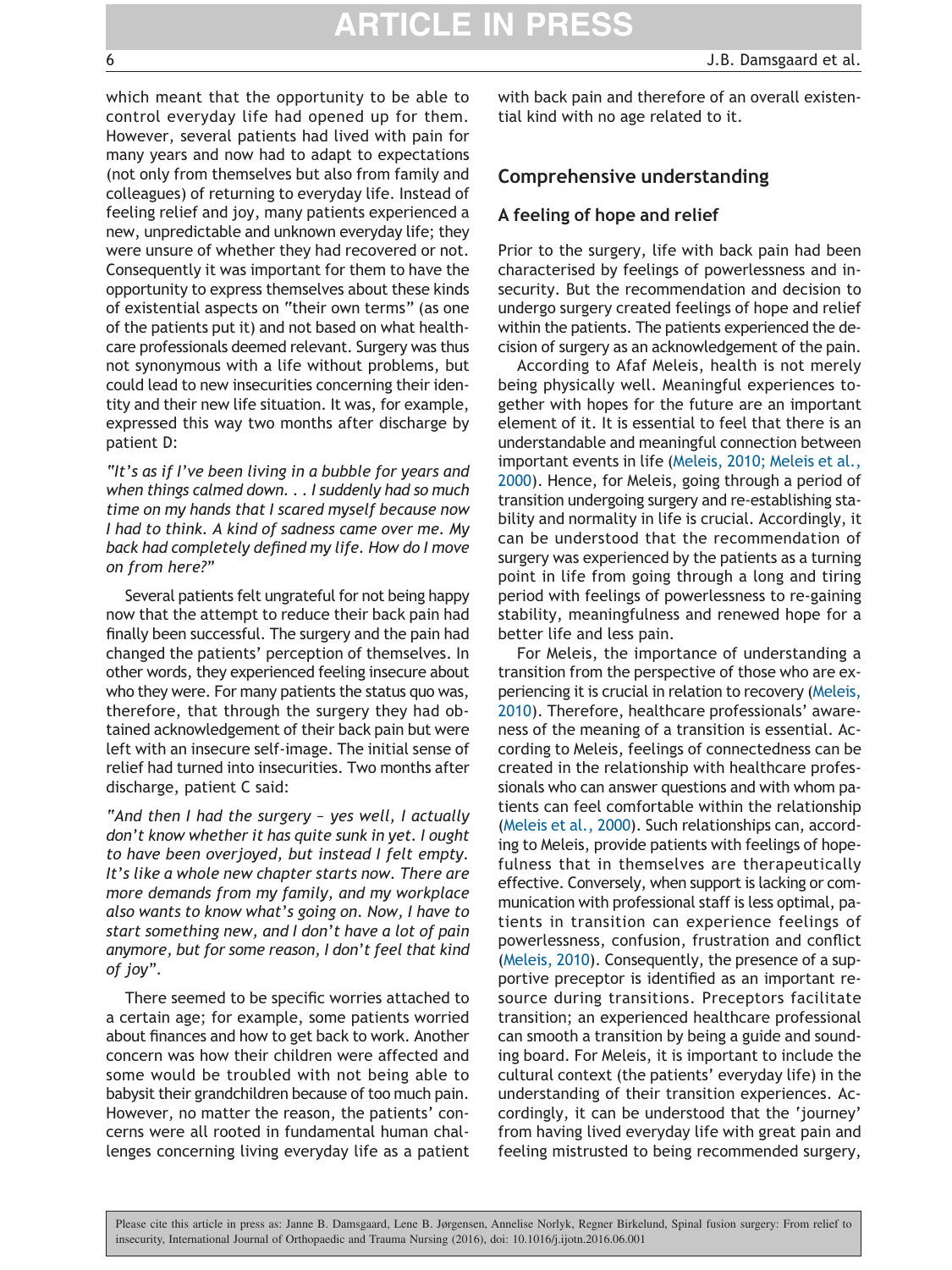which meant that the opportunity to be able to control everyday life had opened up for them. However, several patients had lived with pain for many years and now had to adapt to expectations (not only from themselves but also from family and colleagues) of returning to everyday life. Instead of feeling relief and joy, many patients experienced a new, unpredictable and unknown everyday life; they were unsure of whether they had recovered or not. Consequently it was important for them to have the opportunity to express themselves about these kinds of existential aspects on "their own terms" (as one of the patients put it) and not based on what healthcare professionals deemed relevant. Surgery was thus not synonymous with a life without problems, but could lead to new insecurities concerning their identity and their new life situation. It was, for example, expressed this way two months after discharge by patient D:

*"It's as if I've been living in a bubble for years and when things calmed down. . . I suddenly had so much time on my hands that I scared myself because now I had to think. A kind of sadness came over me. My back had completely defined my life. How do I move on from here?"*

Several patients felt ungrateful for not being happy now that the attempt to reduce their back pain had finally been successful. The surgery and the pain had changed the patients' perception of themselves. In other words, they experienced feeling insecure about who they were. For many patients the status quo was, therefore, that through the surgery they had obtained acknowledgement of their back pain but were left with an insecure self-image. The initial sense of relief had turned into insecurities. Two months after discharge, patient C said:

*"And then I had the surgery – yes well, I actually don't know whether it has quite sunk in yet. I ought to have been overjoyed, but instead I felt empty. It's like a whole new chapter starts now. There are more demands from my family, and my workplace also wants to know what's going on. Now, I have to start something new, and I don't have a lot of pain anymore, but for some reason, I don't feel that kind of joy".*

There seemed to be specific worries attached to a certain age; for example, some patients worried about finances and how to get back to work. Another concern was how their children were affected and some would be troubled with not being able to babysit their grandchildren because of too much pain. However, no matter the reason, the patients' concerns were all rooted in fundamental human challenges concerning living everyday life as a patient with back pain and therefore of an overall existential kind with no age related to it.

## Comprehensive understanding

### A feeling of hope and relief

Prior to the surgery, life with back pain had been characterised by feelings of powerlessness and insecurity. But the recommendation and decision to undergo surgery created feelings of hope and relief within the patients. The patients experienced the decision of surgery as an acknowledgement of the pain.

According to Afaf Meleis, health is not merely being physically well. Meaningful experiences together with hopes for the future are an important element of it. It is essential to feel that there is an understandable and meaningful connection between important events in life (Meleis, 2010; Meleis et al., 2000). Hence, for Meleis, going through a period of transition undergoing surgery and re-establishing stability and normality in life is crucial. Accordingly, it can be understood that the recommendation of surgery was experienced by the patients as a turning point in life from going through a long and tiring period with feelings of powerlessness to re-gaining stability, meaningfulness and renewed hope for a better life and less pain.

For Meleis, the importance of understanding a transition from the perspective of those who are experiencing it is crucial in relation to recovery (Meleis, 2010). Therefore, healthcare professionals' awareness of the meaning of a transition is essential. According to Meleis, feelings of connectedness can be created in the relationship with healthcare professionals who can answer questions and with whom patients can feel comfortable within the relationship (Meleis et al., 2000). Such relationships can, according to Meleis, provide patients with feelings of hopefulness that in themselves are therapeutically effective. Conversely, when support is lacking or communication with professional staff is less optimal, patients in transition can experience feelings of powerlessness, confusion, frustration and conflict (Meleis, 2010). Consequently, the presence of a supportive preceptor is identified as an important resource during transitions. Preceptors facilitate transition; an experienced healthcare professional can smooth a transition by being a guide and sounding board. For Meleis, it is important to include the cultural context (the patients' everyday life) in the understanding of their transition experiences. Accordingly, it can be understood that the 'journey' from having lived everyday life with great pain and feeling mistrusted to being recommended surgery,

Please cite this article in press as: Janne B. Damsgaard, Lene B. Jørgensen, Annelise Norlyk, Regner Birkelund, Spinal fusion surgery: From relief to insecurity, International Journal of Orthopaedic and Trauma Nursing (2016), doi: 10.1016/j.ijotn.2016.06.001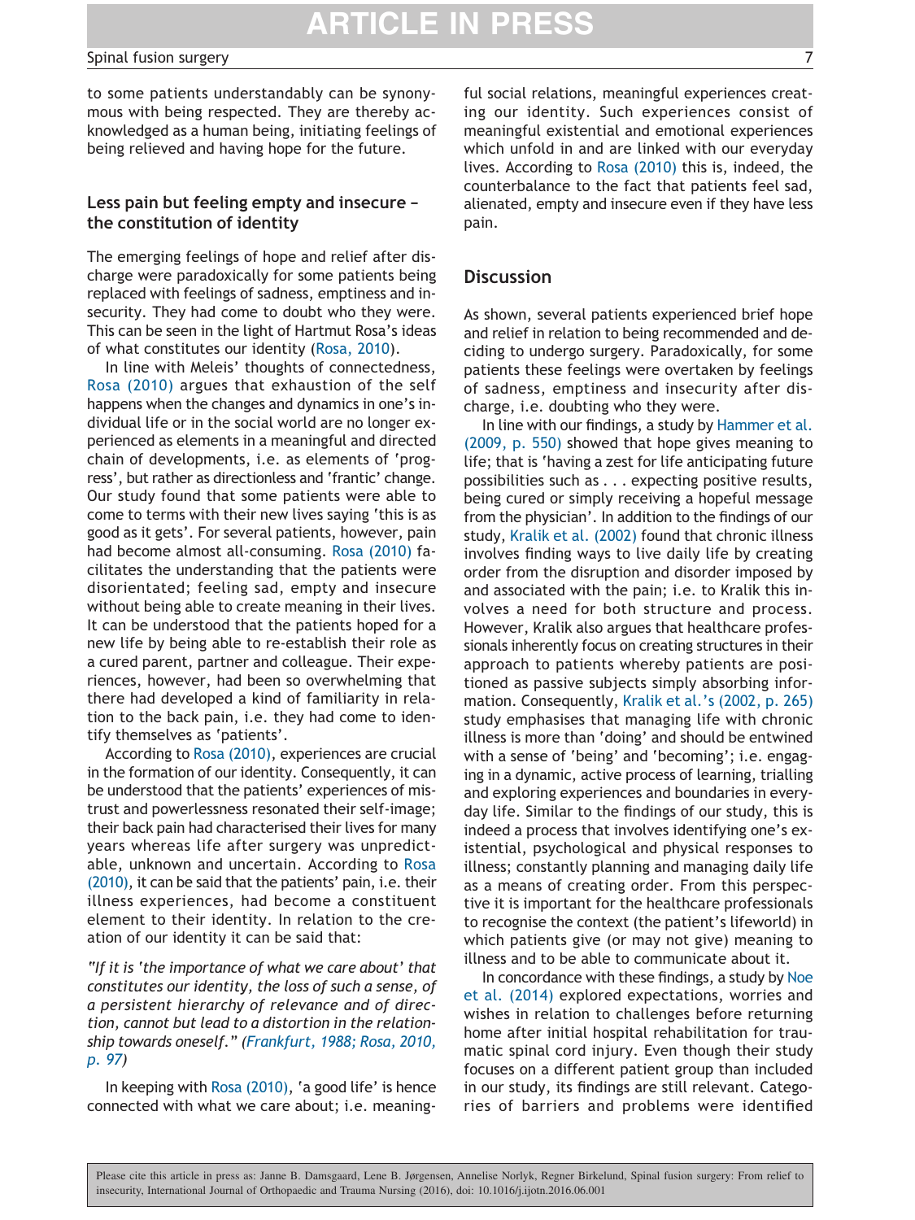to some patients understandably can be synonymous with being respected. They are thereby acknowledged as a human being, initiating feelings of being relieved and having hope for the future.

### Less pain but feeling empty and insecure – the constitution of identity

The emerging feelings of hope and relief after discharge were paradoxically for some patients being replaced with feelings of sadness, emptiness and insecurity. They had come to doubt who they were. This can be seen in the light of Hartmut Rosa's ideas of what constitutes our identity (Rosa, 2010).

In line with Meleis' thoughts of connectedness, Rosa (2010) argues that exhaustion of the self happens when the changes and dynamics in one's individual life or in the social world are no longer experienced as elements in a meaningful and directed chain of developments, i.e. as elements of 'progress', but rather as directionless and 'frantic' change. Our study found that some patients were able to come to terms with their new lives saying 'this is as good as it gets'. For several patients, however, pain had become almost all-consuming. Rosa (2010) facilitates the understanding that the patients were disorientated; feeling sad, empty and insecure without being able to create meaning in their lives. It can be understood that the patients hoped for a new life by being able to re-establish their role as a cured parent, partner and colleague. Their experiences, however, had been so overwhelming that there had developed a kind of familiarity in relation to the back pain, i.e. they had come to identify themselves as 'patients'.

According to Rosa (2010), experiences are crucial in the formation of our identity. Consequently, it can be understood that the patients' experiences of mistrust and powerlessness resonated their self-image; their back pain had characterised their lives for many years whereas life after surgery was unpredictable, unknown and uncertain. According to Rosa (2010), it can be said that the patients' pain, i.e. their illness experiences, had become a constituent element to their identity. In relation to the creation of our identity it can be said that:

*"If it is 'the importance of what we care about' that constitutes our identity, the loss of such a sense, of a persistent hierarchy of relevance and of direction, cannot but lead to a distortion in the relationship towards oneself." (Frankfurt, 1988; Rosa, 2010, p. 97)*

In keeping with Rosa (2010), 'a good life' is hence connected with what we care about; i.e. meaningful social relations, meaningful experiences creating our identity. Such experiences consist of meaningful existential and emotional experiences which unfold in and are linked with our everyday lives. According to Rosa (2010) this is, indeed, the counterbalance to the fact that patients feel sad, alienated, empty and insecure even if they have less pain.

## Discussion

As shown, several patients experienced brief hope and relief in relation to being recommended and deciding to undergo surgery. Paradoxically, for some patients these feelings were overtaken by feelings of sadness, emptiness and insecurity after discharge, i.e. doubting who they were.

In line with our findings, a study by Hammer et al. (2009, p. 550) showed that hope gives meaning to life; that is 'having a zest for life anticipating future possibilities such as . . . expecting positive results, being cured or simply receiving a hopeful message from the physician'. In addition to the findings of our study, Kralik et al. (2002) found that chronic illness involves finding ways to live daily life by creating order from the disruption and disorder imposed by and associated with the pain; i.e. to Kralik this involves a need for both structure and process. However, Kralik also argues that healthcare professionals inherently focus on creating structures in their approach to patients whereby patients are positioned as passive subjects simply absorbing information. Consequently, Kralik et al.'s (2002, p. 265) study emphasises that managing life with chronic illness is more than 'doing' and should be entwined with a sense of 'being' and 'becoming'; i.e. engaging in a dynamic, active process of learning, trialling and exploring experiences and boundaries in everyday life. Similar to the findings of our study, this is indeed a process that involves identifying one's existential, psychological and physical responses to illness; constantly planning and managing daily life as a means of creating order. From this perspective it is important for the healthcare professionals to recognise the context (the patient's lifeworld) in which patients give (or may not give) meaning to illness and to be able to communicate about it.

In concordance with these findings, a study by Noe et al. (2014) explored expectations, worries and wishes in relation to challenges before returning home after initial hospital rehabilitation for traumatic spinal cord injury. Even though their study focuses on a different patient group than included in our study, its findings are still relevant. Categories of barriers and problems were identified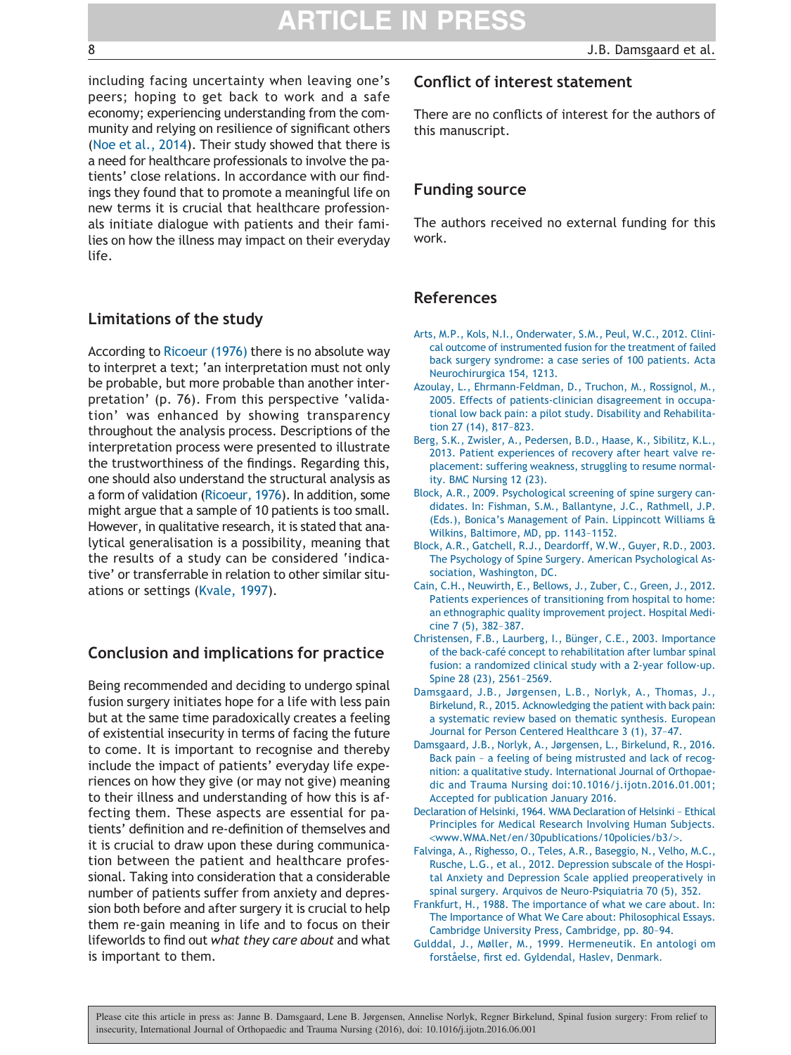including facing uncertainty when leaving one's peers; hoping to get back to work and a safe economy; experiencing understanding from the community and relying on resilience of significant others (Noe et al., 2014). Their study showed that there is a need for healthcare professionals to involve the patients' close relations. In accordance with our findings they found that to promote a meaningful life on new terms it is crucial that healthcare professionals initiate dialogue with patients and their families on how the illness may impact on their everyday life.

## Limitations of the study

According to Ricoeur (1976) there is no absolute way to interpret a text; 'an interpretation must not only be probable, but more probable than another interpretation' (p. 76). From this perspective 'validation' was enhanced by showing transparency throughout the analysis process. Descriptions of the interpretation process were presented to illustrate the trustworthiness of the findings. Regarding this, one should also understand the structural analysis as a form of validation (Ricoeur, 1976). In addition, some might argue that a sample of 10 patients is too small. However, in qualitative research, it is stated that analytical generalisation is a possibility, meaning that the results of a study can be considered 'indicative' or transferrable in relation to other similar situations or settings (Kvale, 1997).

## Conclusion and implications for practice

Being recommended and deciding to undergo spinal fusion surgery initiates hope for a life with less pain but at the same time paradoxically creates a feeling of existential insecurity in terms of facing the future to come. It is important to recognise and thereby include the impact of patients' everyday life experiences on how they give (or may not give) meaning to their illness and understanding of how this is affecting them. These aspects are essential for patients' definition and re-definition of themselves and it is crucial to draw upon these during communication between the patient and healthcare professional. Taking into consideration that a considerable number of patients suffer from anxiety and depression both before and after surgery it is crucial to help them re-gain meaning in life and to focus on their lifeworlds to find out *what they care about* and what is important to them.

## Conflict of interest statement

There are no conflicts of interest for the authors of this manuscript.

## Funding source

The authors received no external funding for this work.

## References

Arts, M.P., Kols, N.I., Onderwater, S.M., Peul, W.C., 2012. Clinical outcome of instrumented fusion for the treatment of failed back surgery syndrome: a case series of 100 patients. Acta Neurochirurgica 154, 1213.

Azoulay, L., Ehrmann-Feldman, D., Truchon, M., Rossignol, M., 2005. Effects of patients-clinician disagreement in occupational low back pain: a pilot study. Disability and Rehabilitation 27 (14), 817–823.

Berg, S.K., Zwisler, A., Pedersen, B.D., Haase, K., Sibilitz, K.L., 2013. Patient experiences of recovery after heart valve replacement: suffering weakness, struggling to resume normality. BMC Nursing 12 (23).

Block, A.R., 2009. Psychological screening of spine surgery candidates. In: Fishman, S.M., Ballantyne, J.C., Rathmell, J.P. (Eds.), Bonica's Management of Pain. Lippincott Williams & Wilkins, Baltimore, MD, pp. 1143–1152.

Block, A.R., Gatchell, R.J., Deardorff, W.W., Guyer, R.D., 2003. The Psychology of Spine Surgery. American Psychological Association, Washington DC.

Cain, C.H., Neuwirth, E., Bellows, J., Zuber, C., Green, J., 2012. Patients experiences of transitioning from hospital to home: an ethnographic quality improvement project. Hospital Medicine 7 (5), 382–387.

Christensen, F.B., Laurberg, I., Bünger, C.E., 2003. Importance of the back-café concept to rehabilitation after lumbar spinal fusion: a randomized clinical study with a 2-year follow-up. Spine 28 (23), 2561–2569.

Damsgaard, J.B., Jørgensen, L.B., Norlyk, A., Thomas, J., Birkelund, R., 2015. Acknowledging the patient with back pain: a systematic review based on thematic synthesis. European Journal for Person Centered Healthcare 3 (1), 37–47.

Damsgaard, J.B., Norlyk, A., Jørgensen, L., Birkelund, R., 2016. Back pain – a feeling of being mistrusted and lack of recognition: a qualitative study. International Journal of Orthopaedic and Trauma Nursing doi:10.1016/j.ijotn.2016.01.001; Accepted for publication January 2016.

Declaration of Helsinki, 1964. WMA Declaration of Helsinki – Ethical Principles for Medical Research Involving Human Subjects. <www.WMA.Net/en/30publications/10policies/b3/>.

Falvinga, A., Righesso, O., Teles, A.R., Baseggio, N., Velho, M.C., Rusche, L.G., et al., 2012. Depression subscale of the Hospital Anxiety and Depression Scale applied preoperatively in spinal surgery. Arquivos de Neuro-Psiquiatria 70 (5), 352.

Frankfurt, H., 1988. The importance of what we care about. In: The Importance of What We Care about: Philosophical Essays. Cambridge University Press, Cambridge, pp. 80–94.

Gulddal, J., Møller, M., 1999. Hermeneutik. En antologi om forståelse, first ed. Gyldendal, Haslev, Denmark.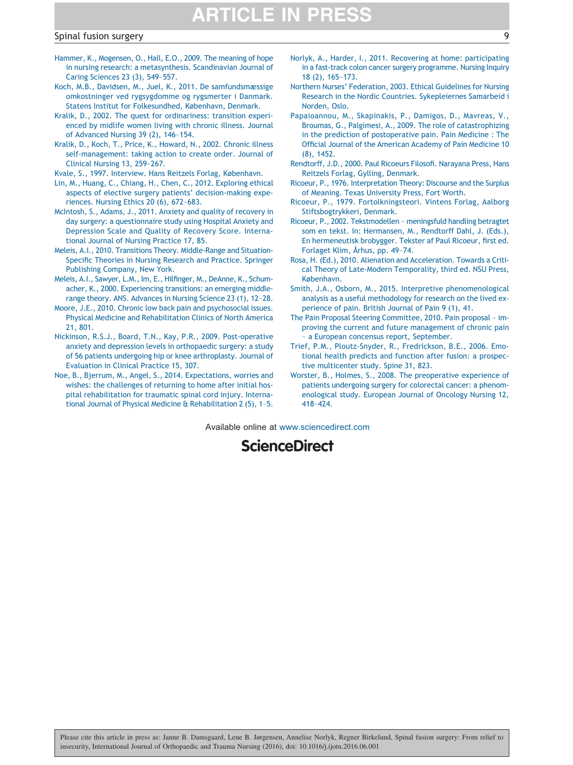Hammer, K., Mogensen, O., Hall, E.O., 2009. The meaning of hope in nursing research: a metasynthesis. Scandinavian Journal of Caring Sciences 23 (3), 549–557.

Koch, M.B., Davidsen, M., Juel, K., 2011. De samfundsmæssige omkostninger ved rygsygdomme og rygsmerter i Danmark. Statens Institut for Folkesundhed, København, Denmark.

Kralik, D., 2002. The quest for ordinariness: transition experienced by midlife women living with chronic illness. Journal of Advanced Nursing 39 (2), 146–154.

Kralik, D., Koch, T., Price, K., Howard, N., 2002. Chronic illness self-management: taking action to create order. Journal of Clinical Nursing 13, 259–267.

Kvale, S., 1997. Interview. Hans Reitzels Forlag, København.

Lin, M., Huang, C., Chiang, H., Chen, C., 2012. Exploring ethical aspects of elective surgery patients' decision-making experiences. Nursing Ethics 20 (6), 672–683.

McIntosh, S., Adams, J., 2011. Anxiety and quality of recovery in day surgery: a questionnaire study using Hospital Anxiety and Depression Scale and Quality of Recovery Score. International Journal of Nursing Practice 17, 85.

Meleis, A.I., 2010. Transitions Theory. Middle-Range and Situation-Specific Theories in Nursing Research and Practice. Springer Publishing Company, New York.

Meleis, A.I., Sawyer, L.M., Im, E., Hilfinger, M., DeAnne, K., Schumacher, K., 2000. Experiencing transitions: an emerging middle-range theory. ANS. Advances in Nursing Science 23 (1), 12–28.

Moore, J.E., 2010. Chronic low back pain and psychosocial issues. Physical Medicine and Rehabilitation Clinics of North America 21, 801.

Nickinson, R.S.J., Board, T.N., Kay, P.R., 2009. Post-operative anxiety and depression levels in orthopaedic surgery: a study of 56 patients undergoing hip or knee arthroplasty. Journal of Evaluation in Clinical Practice 15, 307.

Noe, B., Bjerrum, M., Angel, S., 2014. Expectations, worries and wishes: the challenges of returning to home after initial hospital rehabilitation for traumatic spinal cord injury. International Journal of Physical Medicine & Rehabilitation 2 (5), 1–5.

Norlyk, A., Harder, I., 2011. Recovering at home: participating in a fast-track colon cancer surgery programme. Nursing Inquiry 18 (2), 165–173.

Northern Nurses' Federation, 2003. Ethical Guidelines for Nursing Research in the Nordic Countries. Sykepleiernes Samarbeid i Norden, Oslo.

Papaioannou, M., Skapinakis, P., Damigos, D., Mavreas, V., Broumas, G., Palgimesi, A., 2009. The role of catastrophizing in the prediction of postoperative pain. Pain Medicine : The Official Journal of the American Academy of Pain Medicine 10 (8), 1452.

Rendtorff, J.D., 2000. Paul Ricoeurs Filosofi. Narayana Press, Hans Reitzels Forlag, Gylling, Denmark.

Ricoeur, P., 1976. Interpretation Theory: Discourse and the Surplus of Meaning. Texas University Press, Fort Worth.

Ricoeur, P., 1979. Fortolkningsteori. Vintens Forlag, Aalborg Stiftsbogtrykkeri, Denmark.

Ricoeur, P., 2002. Tekstmodellen – meningsfuld handling betragtet som en tekst. In: Hermansen, M., Rendtorff Dahl, J. (Eds.), En hermeneutisk brobygger. Tekster af Paul Ricoeur, first ed. Forlaget Klim, Århus, pp. 49–74.

Rosa, H. (Ed.), 2010. Alienation and Acceleration. Towards a Critical Theory of Late-Modern Temporality, third ed. NSU Press, København.

Smith, J.A., Osborn, M., 2015. Interpretive phenomenological analysis as a useful methodology for research on the lived experience of pain. British Journal of Pain 9 (1), 41.

The Pain Proposal Steering Committee, 2010. Pain proposal – improving the current and future management of chronic pain – a European concensus report, September.

Trief, P.M., Ploutz-Snyder, R., Fredrickson, B.E., 2006. Emotional health predicts and function after fusion: a prospective multicenter study. Spine 31, 823.

Worster, B., Holmes, S., 2008. The preoperative experience of patients undergoing surgery for colorectal cancer: a phenomenological study. European Journal of Oncology Nursing 12, 418–424.